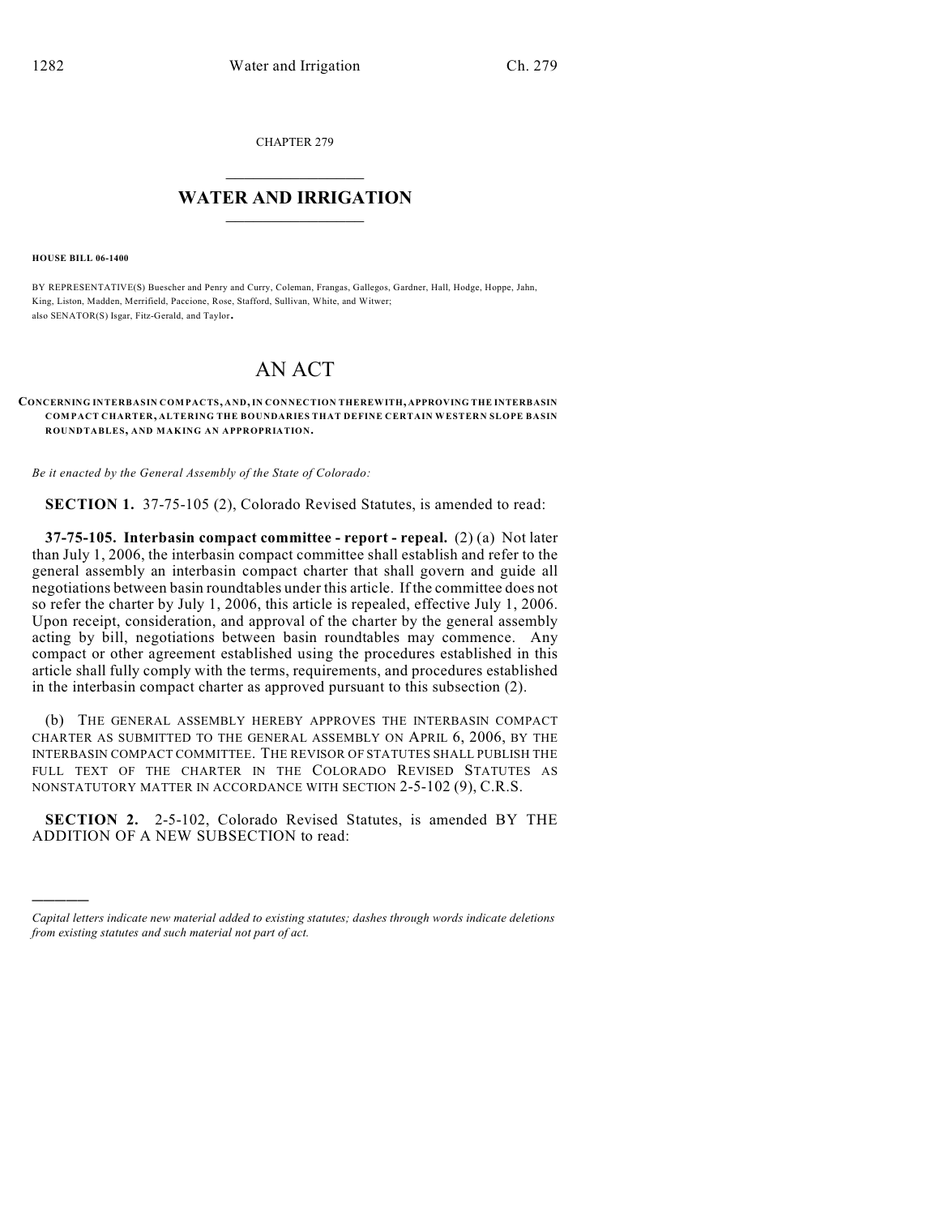CHAPTER 279

# WATER AND IRRIGATION

**HOUSE BILL 06-1400**

BY REPRESENTATIVE(S) Buescher and Penry and Curry, Coleman, Frangas, Gallegos, Gardner, Hall, Hodge, Hoppe, Jahn, King, Liston, Madden, Merrifield, Paccione, Rose, Stafford, Sullivan, White, and Witwer;
also SENATOR(S) Isgar, Fitz-Gerald, and Taylor.

# AN ACT

**CONCERNING INTERBASIN COMPACTS, AND, IN CONNECTION THEREWITH, APPROVING THE INTERBASIN COMPACT CHARTER, ALTERING THE BOUNDARIES THAT DEFINE CERTAIN WESTERN SLOPE BASIN ROUNDTABLES, AND MAKING AN APPROPRIATION.**

*Be it enacted by the General Assembly of the State of Colorado:*

**SECTION 1.** 37-75-105 (2), Colorado Revised Statutes, is amended to read:

**37-75-105. Interbasin compact committee - report - repeal.** (2) (a) Not later than July 1, 2006, the interbasin compact committee shall establish and refer to the general assembly an interbasin compact charter that shall govern and guide all negotiations between basin roundtables under this article. If the committee does not so refer the charter by July 1, 2006, this article is repealed, effective July 1, 2006. Upon receipt, consideration, and approval of the charter by the general assembly acting by bill, negotiations between basin roundtables may commence. Any compact or other agreement established using the procedures established in this article shall fully comply with the terms, requirements, and procedures established in the interbasin compact charter as approved pursuant to this subsection (2).

(b) THE GENERAL ASSEMBLY HEREBY APPROVES THE INTERBASIN COMPACT CHARTER AS SUBMITTED TO THE GENERAL ASSEMBLY ON APRIL 6, 2006, BY THE INTERBASIN COMPACT COMMITTEE. THE REVISOR OF STATUTES SHALL PUBLISH THE FULL TEXT OF THE CHARTER IN THE COLORADO REVISED STATUTES AS NONSTATUTORY MATTER IN ACCORDANCE WITH SECTION 2-5-102 (9), C.R.S.

**SECTION 2.** 2-5-102, Colorado Revised Statutes, is amended BY THE ADDITION OF A NEW SUBSECTION to read:

---

*Capital letters indicate new material added to existing statutes; dashes through words indicate deletions from existing statutes and such material not part of act.*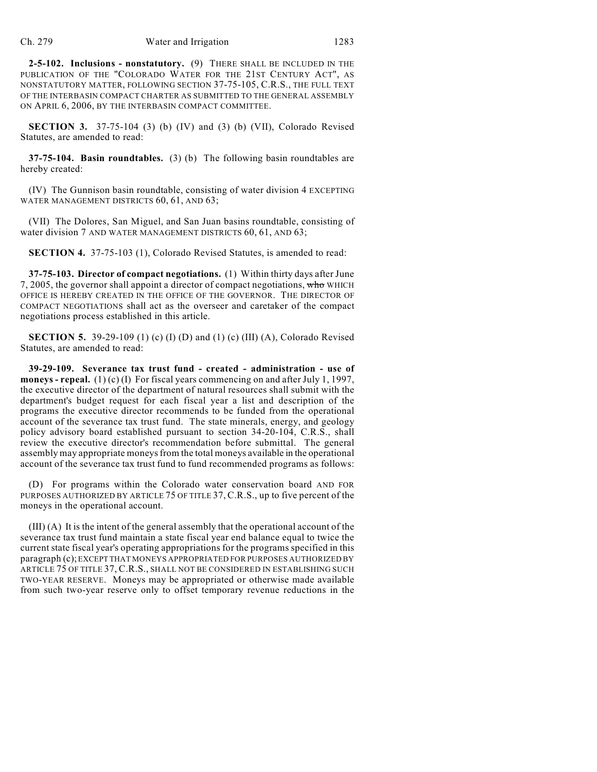**2-5-102. Inclusions - nonstatutory.** (9) THERE SHALL BE INCLUDED IN THE PUBLICATION OF THE "COLORADO WATER FOR THE 21ST CENTURY ACT", AS NONSTATUTORY MATTER, FOLLOWING SECTION 37-75-105, C.R.S., THE FULL TEXT OF THE INTERBASIN COMPACT CHARTER AS SUBMITTED TO THE GENERAL ASSEMBLY ON APRIL 6, 2006, BY THE INTERBASIN COMPACT COMMITTEE.

**SECTION 3.** 37-75-104 (3) (b) (IV) and (3) (b) (VII), Colorado Revised Statutes, are amended to read:

**37-75-104. Basin roundtables.** (3) (b) The following basin roundtables are hereby created:

(IV) The Gunnison basin roundtable, consisting of water division 4 EXCEPTING WATER MANAGEMENT DISTRICTS 60, 61, AND 63;

(VII) The Dolores, San Miguel, and San Juan basins roundtable, consisting of water division 7 AND WATER MANAGEMENT DISTRICTS 60, 61, AND 63;

**SECTION 4.** 37-75-103 (1), Colorado Revised Statutes, is amended to read:

**37-75-103. Director of compact negotiations.** (1) Within thirty days after June 7, 2005, the governor shall appoint a director of compact negotiations, ~~who~~ WHICH OFFICE IS HEREBY CREATED IN THE OFFICE OF THE GOVERNOR. THE DIRECTOR OF COMPACT NEGOTIATIONS shall act as the overseer and caretaker of the compact negotiations process established in this article.

**SECTION 5.** 39-29-109 (1) (c) (I) (D) and (1) (c) (III) (A), Colorado Revised Statutes, are amended to read:

**39-29-109. Severance tax trust fund - created - administration - use of moneys - repeal.** (1) (c) (I) For fiscal years commencing on and after July 1, 1997, the executive director of the department of natural resources shall submit with the department's budget request for each fiscal year a list and description of the programs the executive director recommends to be funded from the operational account of the severance tax trust fund. The state minerals, energy, and geology policy advisory board established pursuant to section 34-20-104, C.R.S., shall review the executive director's recommendation before submittal. The general assembly may appropriate moneys from the total moneys available in the operational account of the severance tax trust fund to fund recommended programs as follows:

(D) For programs within the Colorado water conservation board AND FOR PURPOSES AUTHORIZED BY ARTICLE 75 OF TITLE 37, C.R.S., up to five percent of the moneys in the operational account.

(III) (A) It is the intent of the general assembly that the operational account of the severance tax trust fund maintain a state fiscal year end balance equal to twice the current state fiscal year's operating appropriations for the programs specified in this paragraph (c); EXCEPT THAT MONEYS APPROPRIATED FOR PURPOSES AUTHORIZED BY ARTICLE 75 OF TITLE 37, C.R.S., SHALL NOT BE CONSIDERED IN ESTABLISHING SUCH TWO-YEAR RESERVE. Moneys may be appropriated or otherwise made available from such two-year reserve only to offset temporary revenue reductions in the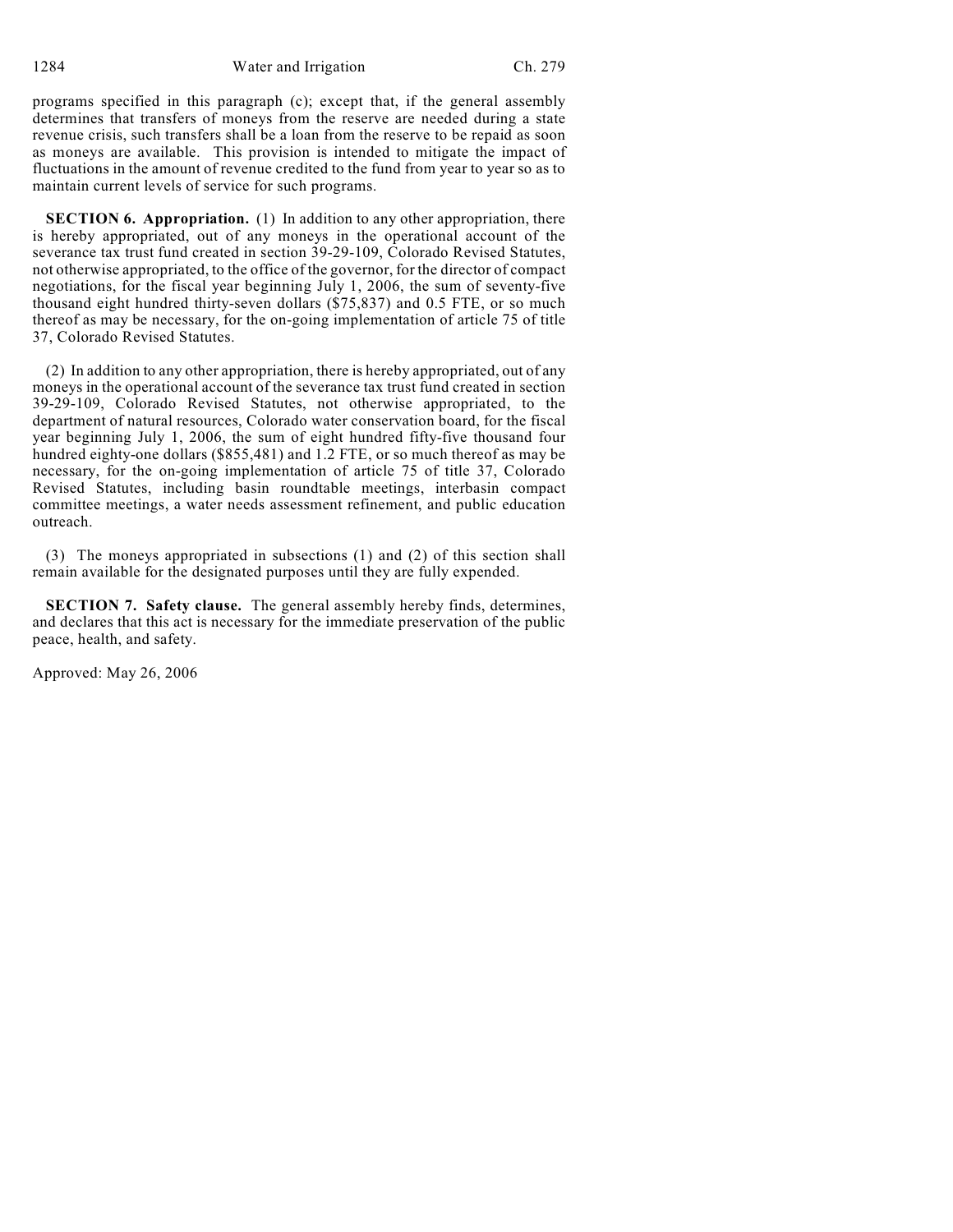programs specified in this paragraph (c); except that, if the general assembly determines that transfers of moneys from the reserve are needed during a state revenue crisis, such transfers shall be a loan from the reserve to be repaid as soon as moneys are available. This provision is intended to mitigate the impact of fluctuations in the amount of revenue credited to the fund from year to year so as to maintain current levels of service for such programs.

**SECTION 6. Appropriation.** (1) In addition to any other appropriation, there is hereby appropriated, out of any moneys in the operational account of the severance tax trust fund created in section 39-29-109, Colorado Revised Statutes, not otherwise appropriated, to the office of the governor, for the director of compact negotiations, for the fiscal year beginning July 1, 2006, the sum of seventy-five thousand eight hundred thirty-seven dollars ($75,837) and 0.5 FTE, or so much thereof as may be necessary, for the on-going implementation of article 75 of title 37, Colorado Revised Statutes.

(2) In addition to any other appropriation, there is hereby appropriated, out of any moneys in the operational account of the severance tax trust fund created in section 39-29-109, Colorado Revised Statutes, not otherwise appropriated, to the department of natural resources, Colorado water conservation board, for the fiscal year beginning July 1, 2006, the sum of eight hundred fifty-five thousand four hundred eighty-one dollars ($855,481) and 1.2 FTE, or so much thereof as may be necessary, for the on-going implementation of article 75 of title 37, Colorado Revised Statutes, including basin roundtable meetings, interbasin compact committee meetings, a water needs assessment refinement, and public education outreach.

(3) The moneys appropriated in subsections (1) and (2) of this section shall remain available for the designated purposes until they are fully expended.

**SECTION 7. Safety clause.** The general assembly hereby finds, determines, and declares that this act is necessary for the immediate preservation of the public peace, health, and safety.

Approved: May 26, 2006